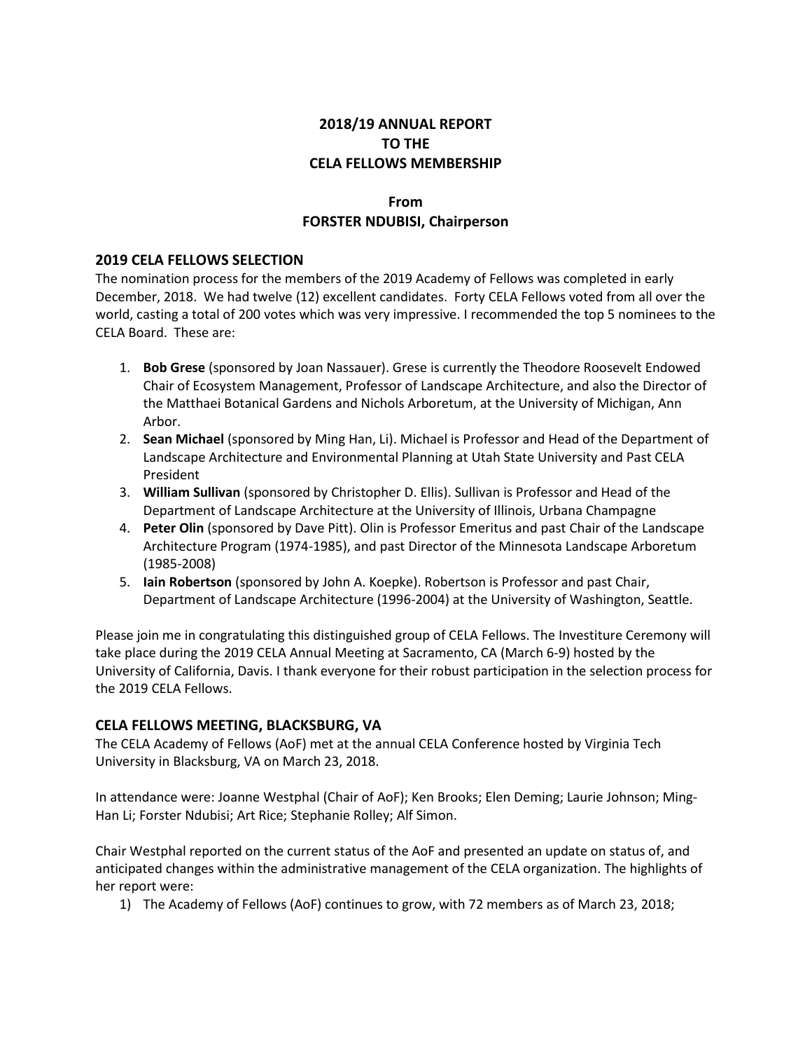# 2018/19 ANNUAL REPORT
# TO THE
# CELA FELLOWS MEMBERSHIP

### From
### FORSTER NDUBISI, Chairperson

## 2019 CELA FELLOWS SELECTION

The nomination process for the members of the 2019 Academy of Fellows was completed in early December, 2018. We had twelve (12) excellent candidates. Forty CELA Fellows voted from all over the world, casting a total of 200 votes which was very impressive. I recommended the top 5 nominees to the CELA Board. These are:

1. **Bob Grese** (sponsored by Joan Nassauer). Grese is currently the Theodore Roosevelt Endowed Chair of Ecosystem Management, Professor of Landscape Architecture, and also the Director of the Matthaei Botanical Gardens and Nichols Arboretum, at the University of Michigan, Ann Arbor.
2. **Sean Michael** (sponsored by Ming Han, Li). Michael is Professor and Head of the Department of Landscape Architecture and Environmental Planning at Utah State University and Past CELA President
3. **William Sullivan** (sponsored by Christopher D. Ellis). Sullivan is Professor and Head of the Department of Landscape Architecture at the University of Illinois, Urbana Champagne
4. **Peter Olin** (sponsored by Dave Pitt). Olin is Professor Emeritus and past Chair of the Landscape Architecture Program (1974-1985), and past Director of the Minnesota Landscape Arboretum (1985-2008)
5. **Iain Robertson** (sponsored by John A. Koepke). Robertson is Professor and past Chair, Department of Landscape Architecture (1996-2004) at the University of Washington, Seattle.

Please join me in congratulating this distinguished group of CELA Fellows. The Investiture Ceremony will take place during the 2019 CELA Annual Meeting at Sacramento, CA (March 6-9) hosted by the University of California, Davis. I thank everyone for their robust participation in the selection process for the 2019 CELA Fellows.

## CELA FELLOWS MEETING, BLACKSBURG, VA

The CELA Academy of Fellows (AoF) met at the annual CELA Conference hosted by Virginia Tech University in Blacksburg, VA on March 23, 2018.

In attendance were: Joanne Westphal (Chair of AoF); Ken Brooks; Elen Deming; Laurie Johnson; Ming-Han Li; Forster Ndubisi; Art Rice; Stephanie Rolley; Alf Simon.

Chair Westphal reported on the current status of the AoF and presented an update on status of, and anticipated changes within the administrative management of the CELA organization. The highlights of her report were:

1) The Academy of Fellows (AoF) continues to grow, with 72 members as of March 23, 2018;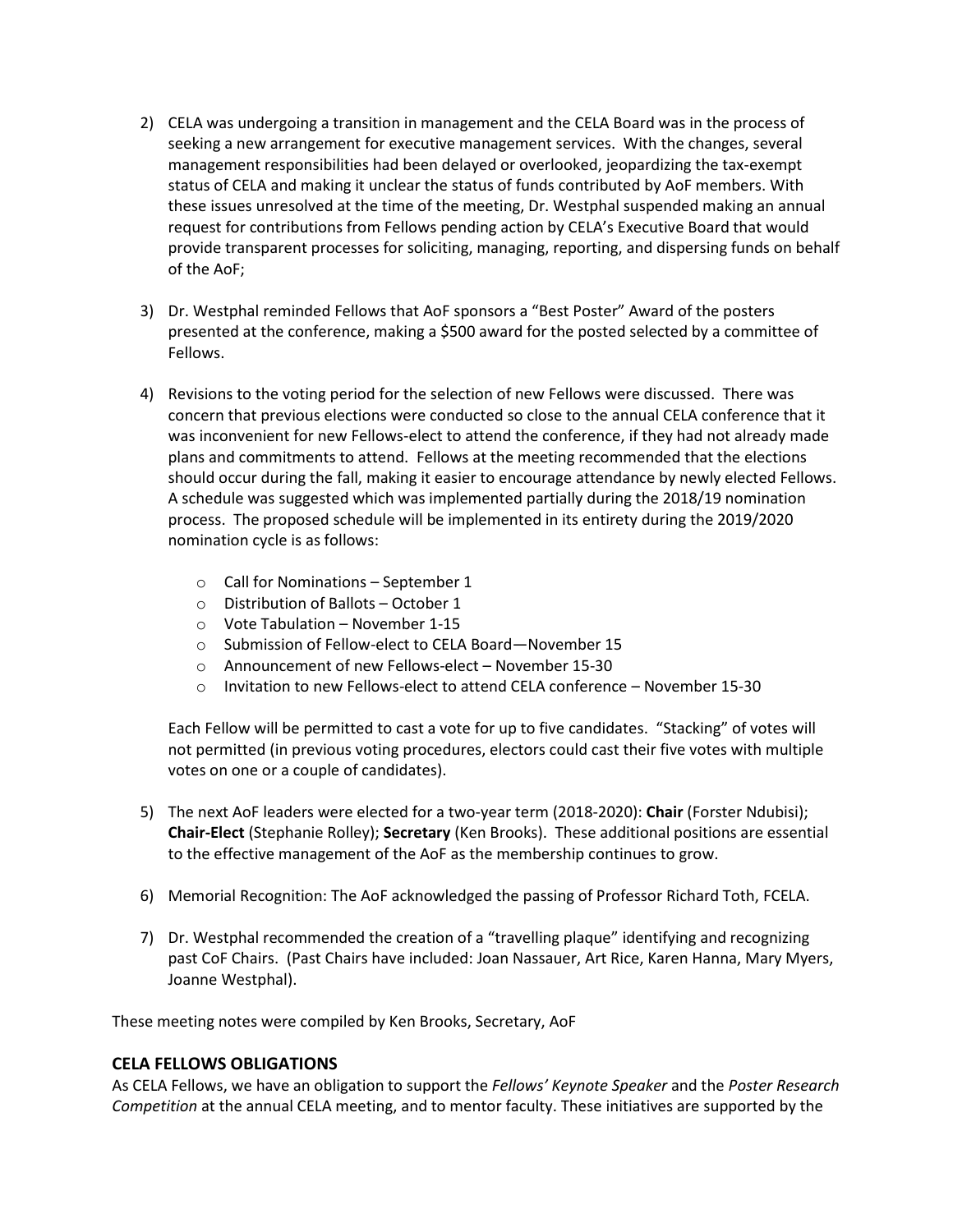2) CELA was undergoing a transition in management and the CELA Board was in the process of seeking a new arrangement for executive management services. With the changes, several management responsibilities had been delayed or overlooked, jeopardizing the tax-exempt status of CELA and making it unclear the status of funds contributed by AoF members. With these issues unresolved at the time of the meeting, Dr. Westphal suspended making an annual request for contributions from Fellows pending action by CELA's Executive Board that would provide transparent processes for soliciting, managing, reporting, and dispersing funds on behalf of the AoF;

3) Dr. Westphal reminded Fellows that AoF sponsors a "Best Poster" Award of the posters presented at the conference, making a $500 award for the posted selected by a committee of Fellows.

4) Revisions to the voting period for the selection of new Fellows were discussed. There was concern that previous elections were conducted so close to the annual CELA conference that it was inconvenient for new Fellows-elect to attend the conference, if they had not already made plans and commitments to attend. Fellows at the meeting recommended that the elections should occur during the fall, making it easier to encourage attendance by newly elected Fellows. A schedule was suggested which was implemented partially during the 2018/19 nomination process. The proposed schedule will be implemented in its entirety during the 2019/2020 nomination cycle is as follows:

   - Call for Nominations – September 1
   - Distribution of Ballots – October 1
   - Vote Tabulation – November 1-15
   - Submission of Fellow-elect to CELA Board—November 15
   - Announcement of new Fellows-elect – November 15-30
   - Invitation to new Fellows-elect to attend CELA conference – November 15-30

   Each Fellow will be permitted to cast a vote for up to five candidates. "Stacking" of votes will not permitted (in previous voting procedures, electors could cast their five votes with multiple votes on one or a couple of candidates).

5) The next AoF leaders were elected for a two-year term (2018-2020): **Chair** (Forster Ndubisi); **Chair-Elect** (Stephanie Rolley); **Secretary** (Ken Brooks). These additional positions are essential to the effective management of the AoF as the membership continues to grow.

6) Memorial Recognition: The AoF acknowledged the passing of Professor Richard Toth, FCELA.

7) Dr. Westphal recommended the creation of a "travelling plaque" identifying and recognizing past CoF Chairs. (Past Chairs have included: Joan Nassauer, Art Rice, Karen Hanna, Mary Myers, Joanne Westphal).

These meeting notes were compiled by Ken Brooks, Secretary, AoF

## CELA FELLOWS OBLIGATIONS

As CELA Fellows, we have an obligation to support the *Fellows' Keynote Speaker* and the *Poster Research Competition* at the annual CELA meeting, and to mentor faculty. These initiatives are supported by the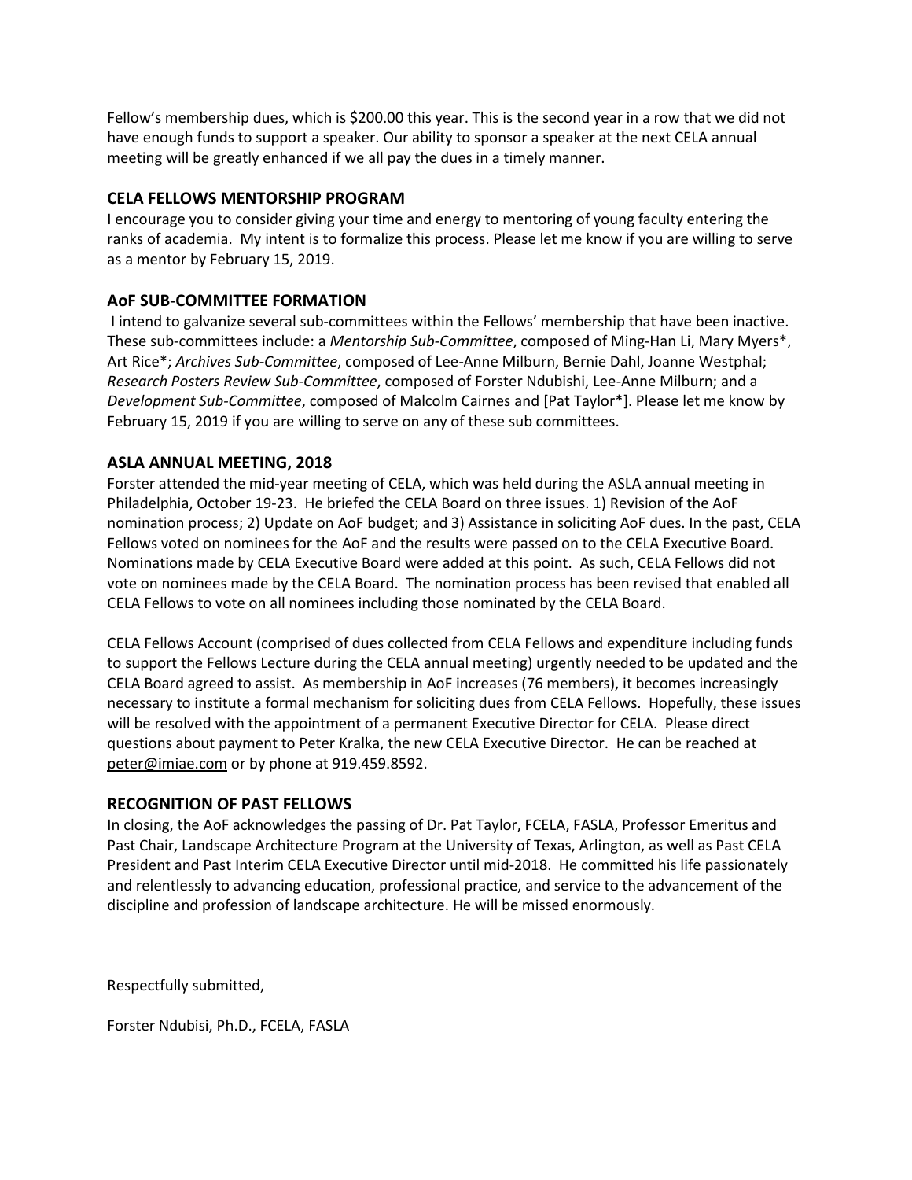Fellow's membership dues, which is $200.00 this year. This is the second year in a row that we did not have enough funds to support a speaker. Our ability to sponsor a speaker at the next CELA annual meeting will be greatly enhanced if we all pay the dues in a timely manner.

### CELA FELLOWS MENTORSHIP PROGRAM

I encourage you to consider giving your time and energy to mentoring of young faculty entering the ranks of academia. My intent is to formalize this process. Please let me know if you are willing to serve as a mentor by February 15, 2019.

### AoF SUB-COMMITTEE FORMATION

I intend to galvanize several sub-committees within the Fellows' membership that have been inactive. These sub-committees include: a *Mentorship Sub-Committee*, composed of Ming-Han Li, Mary Myers*, Art Rice*; *Archives Sub-Committee*, composed of Lee-Anne Milburn, Bernie Dahl, Joanne Westphal; *Research Posters Review Sub-Committee*, composed of Forster Ndubishi, Lee-Anne Milburn; and a *Development Sub-Committee*, composed of Malcolm Cairnes and [Pat Taylor*]. Please let me know by February 15, 2019 if you are willing to serve on any of these sub committees.

### ASLA ANNUAL MEETING, 2018

Forster attended the mid-year meeting of CELA, which was held during the ASLA annual meeting in Philadelphia, October 19-23. He briefed the CELA Board on three issues. 1) Revision of the AoF nomination process; 2) Update on AoF budget; and 3) Assistance in soliciting AoF dues. In the past, CELA Fellows voted on nominees for the AoF and the results were passed on to the CELA Executive Board. Nominations made by CELA Executive Board were added at this point. As such, CELA Fellows did not vote on nominees made by the CELA Board. The nomination process has been revised that enabled all CELA Fellows to vote on all nominees including those nominated by the CELA Board.

CELA Fellows Account (comprised of dues collected from CELA Fellows and expenditure including funds to support the Fellows Lecture during the CELA annual meeting) urgently needed to be updated and the CELA Board agreed to assist. As membership in AoF increases (76 members), it becomes increasingly necessary to institute a formal mechanism for soliciting dues from CELA Fellows. Hopefully, these issues will be resolved with the appointment of a permanent Executive Director for CELA. Please direct questions about payment to Peter Kralka, the new CELA Executive Director. He can be reached at peter@imiae.com or by phone at 919.459.8592.

### RECOGNITION OF PAST FELLOWS

In closing, the AoF acknowledges the passing of Dr. Pat Taylor, FCELA, FASLA, Professor Emeritus and Past Chair, Landscape Architecture Program at the University of Texas, Arlington, as well as Past CELA President and Past Interim CELA Executive Director until mid-2018. He committed his life passionately and relentlessly to advancing education, professional practice, and service to the advancement of the discipline and profession of landscape architecture. He will be missed enormously.

Respectfully submitted,

Forster Ndubisi, Ph.D., FCELA, FASLA